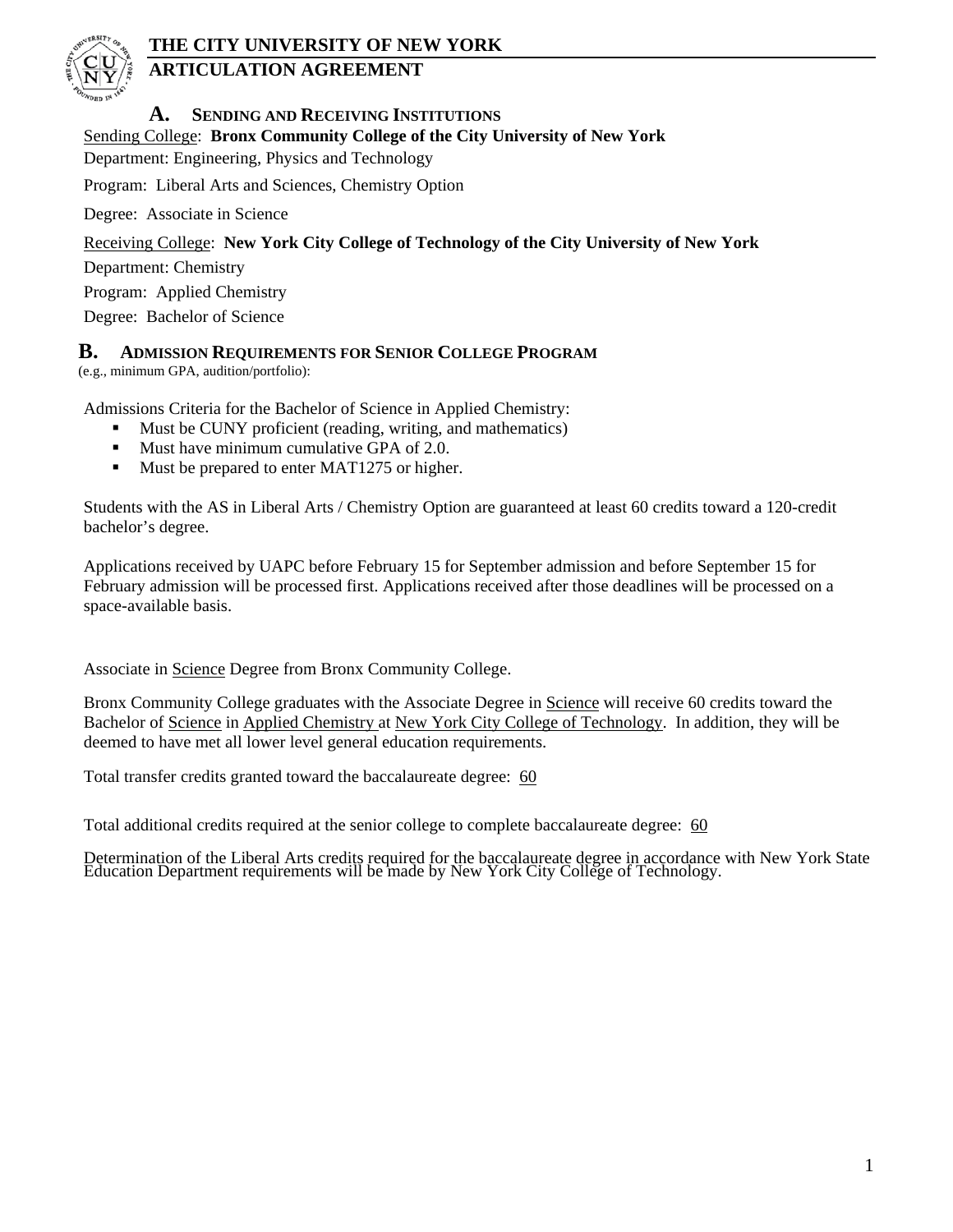# THE CITY UNIVERSITY OF NEW YORK
# ARTICULATION AGREEMENT

## A. SENDING AND RECEIVING INSTITUTIONS

Sending College: **Bronx Community College of the City University of New York**

Department: Engineering, Physics and Technology

Program: Liberal Arts and Sciences, Chemistry Option

Degree: Associate in Science

Receiving College: **New York City College of Technology of the City University of New York**

Department: Chemistry

Program: Applied Chemistry

Degree: Bachelor of Science

## B. ADMISSION REQUIREMENTS FOR SENIOR COLLEGE PROGRAM

(e.g., minimum GPA, audition/portfolio):

Admissions Criteria for the Bachelor of Science in Applied Chemistry:

- Must be CUNY proficient (reading, writing, and mathematics)
- Must have minimum cumulative GPA of 2.0.
- Must be prepared to enter MAT1275 or higher.

Students with the AS in Liberal Arts / Chemistry Option are guaranteed at least 60 credits toward a 120-credit bachelor's degree.

Applications received by UAPC before February 15 for September admission and before September 15 for February admission will be processed first. Applications received after those deadlines will be processed on a space-available basis.

Associate in Science Degree from Bronx Community College.

Bronx Community College graduates with the Associate Degree in Science will receive 60 credits toward the Bachelor of Science in Applied Chemistry at New York City College of Technology. In addition, they will be deemed to have met all lower level general education requirements.

Total transfer credits granted toward the baccalaureate degree: 60

Total additional credits required at the senior college to complete baccalaureate degree: 60

Determination of the Liberal Arts credits required for the baccalaureate degree in accordance with New York State Education Department requirements will be made by New York City College of Technology.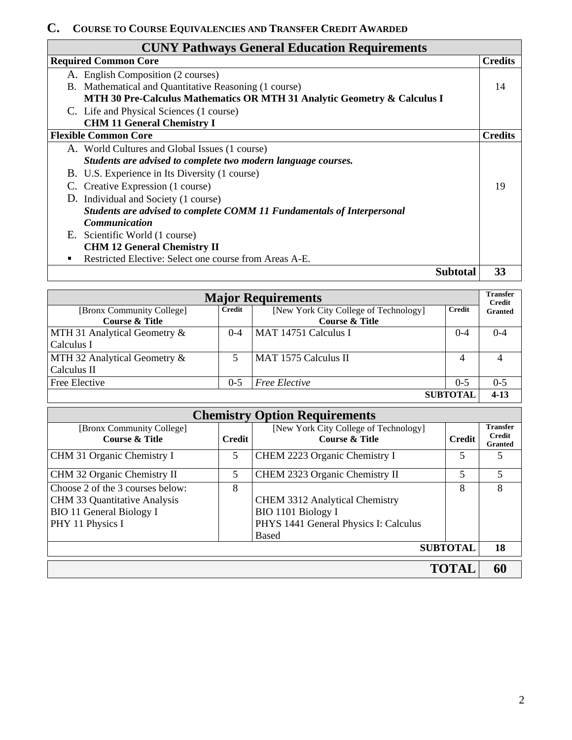## C. Course to Course Equivalencies and Transfer Credit Awarded

| CUNY Pathways General Education Requirements | |
|---|---|
| **Required Common Core** | **Credits** |
| A. English Composition (2 courses)<br>B. Mathematical and Quantitative Reasoning (1 course)<br>**MTH 30 Pre-Calculus Mathematics OR MTH 31 Analytic Geometry & Calculus I**<br>C. Life and Physical Sciences (1 course)<br>**CHM 11 General Chemistry I** | 14 |
| **Flexible Common Core** | **Credits** |
| A. World Cultures and Global Issues (1 course)<br>***Students are advised to complete two modern language courses.***<br>B. U.S. Experience in Its Diversity (1 course)<br>C. Creative Expression (1 course)<br>D. Individual and Society (1 course)<br>***Students are advised to complete COMM 11 Fundamentals of Interpersonal Communication***<br>E. Scientific World (1 course)<br>**CHM 12 General Chemistry II**<br>▪ Restricted Elective: Select one course from Areas A-E. | 19 |
| **Subtotal** | **33** |

| Major Requirements | | | | Transfer Credit Granted |
|---|---|---|---|---|
| [Bronx Community College] **Course & Title** | **Credit** | [New York City College of Technology] **Course & Title** | **Credit** | |
| MTH 31 Analytical Geometry & Calculus I | 0-4 | MAT 14751 Calculus I | 0-4 | 0-4 |
| MTH 32 Analytical Geometry & Calculus II | 5 | MAT 1575 Calculus II | 4 | 4 |
| Free Elective | 0-5 | *Free Elective* | 0-5 | 0-5 |
| | | | **SUBTOTAL** | **4-13** |

| Chemistry Option Requirements | | | | |
|---|---|---|---|---|
| [Bronx Community College] **Course & Title** | **Credit** | [New York City College of Technology] **Course & Title** | **Credit** | **Transfer Credit Granted** |
| CHM 31 Organic Chemistry I | 5 | CHEM 2223 Organic Chemistry I | 5 | 5 |
| CHM 32 Organic Chemistry II | 5 | CHEM 2323 Organic Chemistry II | 5 | 5 |
| Choose 2 of the 3 courses below:<br>CHM 33 Quantitative Analysis<br>BIO 11 General Biology I<br>PHY 11 Physics I | 8 | CHEM 3312 Analytical Chemistry<br>BIO 1101 Biology I<br>PHYS 1441 General Physics I: Calculus Based | 8 | 8 |
| | | | **SUBTOTAL** | **18** |
| | | | **TOTAL** | **60** |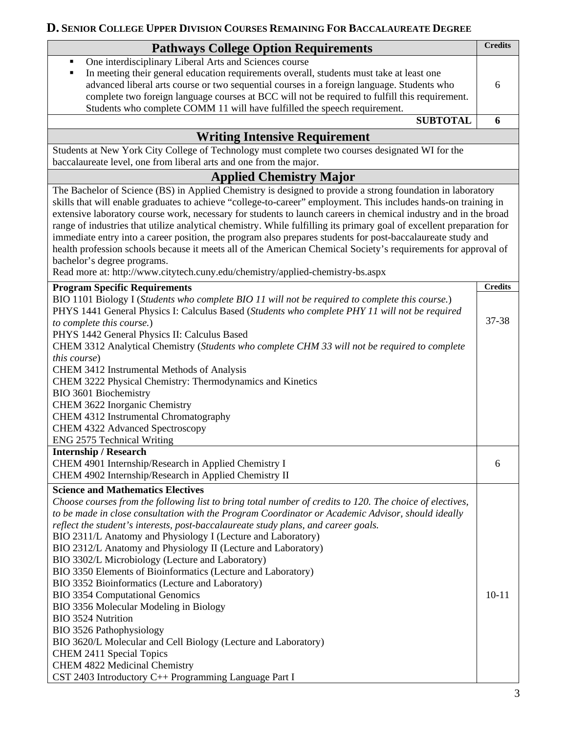## D. Senior College Upper Division Courses Remaining For Baccalaureate Degree

| Pathways College Option Requirements | Credits |
|---|---|
| ▪ One interdisciplinary Liberal Arts and Sciences course<br>▪ In meeting their general education requirements overall, students must take at least one advanced liberal arts course or two sequential courses in a foreign language. Students who complete two foreign language courses at BCC will not be required to fulfill this requirement. Students who complete COMM 11 will have fulfilled the speech requirement. | 6 |
| **SUBTOTAL** | **6** |

### Writing Intensive Requirement

Students at New York City College of Technology must complete two courses designated WI for the baccalaureate level, one from liberal arts and one from the major.

### Applied Chemistry Major

The Bachelor of Science (BS) in Applied Chemistry is designed to provide a strong foundation in laboratory skills that will enable graduates to achieve "college-to-career" employment. This includes hands-on training in extensive laboratory course work, necessary for students to launch careers in chemical industry and in the broad range of industries that utilize analytical chemistry. While fulfilling its primary goal of excellent preparation for immediate entry into a career position, the program also prepares students for post-baccalaureate study and health profession schools because it meets all of the American Chemical Society's requirements for approval of bachelor's degree programs.
Read more at: http://www.citytech.cuny.edu/chemistry/applied-chemistry-bs.aspx

| Program Specific Requirements | Credits |
|---|---|
| BIO 1101 Biology I (*Students who complete BIO 11 will not be required to complete this course.*)<br>PHYS 1441 General Physics I: Calculus Based (*Students who complete PHY 11 will not be required to complete this course.*)<br>PHYS 1442 General Physics II: Calculus Based<br>CHEM 3312 Analytical Chemistry (*Students who complete CHM 33 will not be required to complete this course*)<br>CHEM 3412 Instrumental Methods of Analysis<br>CHEM 3222 Physical Chemistry: Thermodynamics and Kinetics<br>BIO 3601 Biochemistry<br>CHEM 3622 Inorganic Chemistry<br>CHEM 4312 Instrumental Chromatography<br>CHEM 4322 Advanced Spectroscopy<br>ENG 2575 Technical Writing | 37-38 |
| **Internship / Research**<br>CHEM 4901 Internship/Research in Applied Chemistry I<br>CHEM 4902 Internship/Research in Applied Chemistry II | 6 |
| **Science and Mathematics Electives**<br>*Choose courses from the following list to bring total number of credits to 120. The choice of electives, to be made in close consultation with the Program Coordinator or Academic Advisor, should ideally reflect the student's interests, post-baccalaureate study plans, and career goals.*<br>BIO 2311/L Anatomy and Physiology I (Lecture and Laboratory)<br>BIO 2312/L Anatomy and Physiology II (Lecture and Laboratory)<br>BIO 3302/L Microbiology (Lecture and Laboratory)<br>BIO 3350 Elements of Bioinformatics (Lecture and Laboratory)<br>BIO 3352 Bioinformatics (Lecture and Laboratory)<br>BIO 3354 Computational Genomics<br>BIO 3356 Molecular Modeling in Biology<br>BIO 3524 Nutrition<br>BIO 3526 Pathophysiology<br>BIO 3620/L Molecular and Cell Biology (Lecture and Laboratory)<br>CHEM 2411 Special Topics<br>CHEM 4822 Medicinal Chemistry<br>CST 2403 Introductory C++ Programming Language Part I | 10-11 |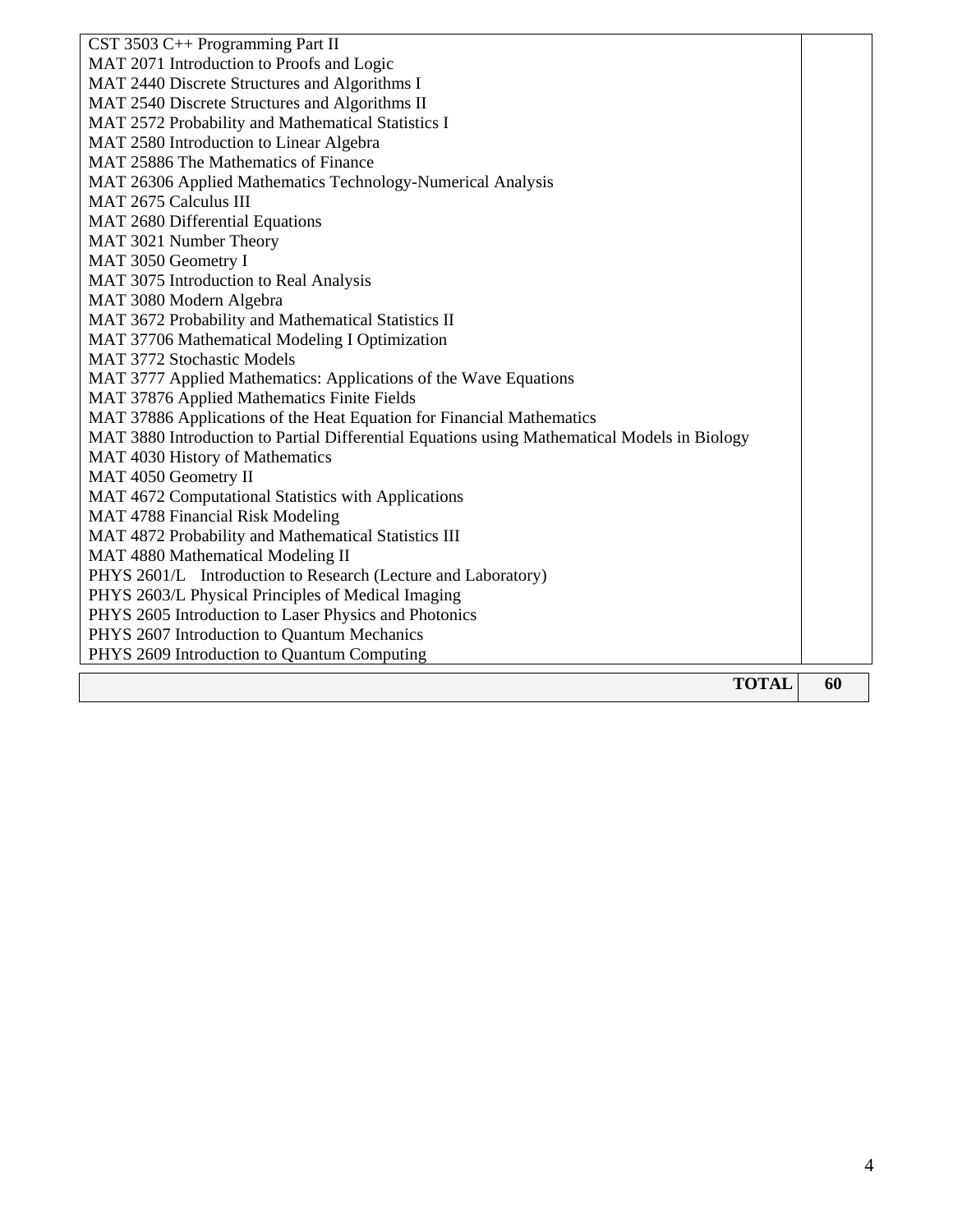| | |
|---|---|
| CST 3503 C++ Programming Part II | |
| MAT 2071 Introduction to Proofs and Logic | |
| MAT 2440 Discrete Structures and Algorithms I | |
| MAT 2540 Discrete Structures and Algorithms II | |
| MAT 2572 Probability and Mathematical Statistics I | |
| MAT 2580 Introduction to Linear Algebra | |
| MAT 25886 The Mathematics of Finance | |
| MAT 26306 Applied Mathematics Technology-Numerical Analysis | |
| MAT 2675 Calculus III | |
| MAT 2680 Differential Equations | |
| MAT 3021 Number Theory | |
| MAT 3050 Geometry I | |
| MAT 3075 Introduction to Real Analysis | |
| MAT 3080 Modern Algebra | |
| MAT 3672 Probability and Mathematical Statistics II | |
| MAT 37706 Mathematical Modeling I Optimization | |
| MAT 3772 Stochastic Models | |
| MAT 3777 Applied Mathematics: Applications of the Wave Equations | |
| MAT 37876 Applied Mathematics Finite Fields | |
| MAT 37886 Applications of the Heat Equation for Financial Mathematics | |
| MAT 3880 Introduction to Partial Differential Equations using Mathematical Models in Biology | |
| MAT 4030 History of Mathematics | |
| MAT 4050 Geometry II | |
| MAT 4672 Computational Statistics with Applications | |
| MAT 4788 Financial Risk Modeling | |
| MAT 4872 Probability and Mathematical Statistics III | |
| MAT 4880 Mathematical Modeling II | |
| PHYS 2601/L Introduction to Research (Lecture and Laboratory) | |
| PHYS 2603/L Physical Principles of Medical Imaging | |
| PHYS 2605 Introduction to Laser Physics and Photonics | |
| PHYS 2607 Introduction to Quantum Mechanics | |
| PHYS 2609 Introduction to Quantum Computing | |
| **TOTAL** | **60** |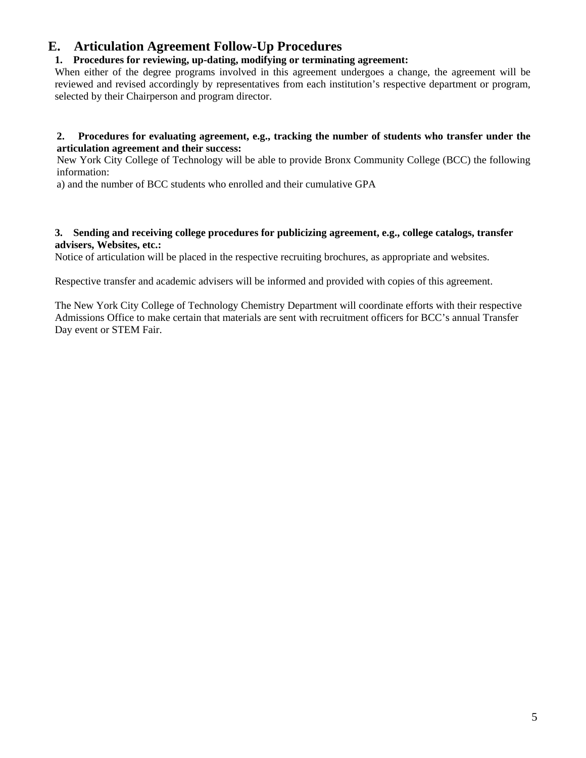## E. Articulation Agreement Follow-Up Procedures

**1. Procedures for reviewing, up-dating, modifying or terminating agreement:**

When either of the degree programs involved in this agreement undergoes a change, the agreement will be reviewed and revised accordingly by representatives from each institution's respective department or program, selected by their Chairperson and program director.

**2. Procedures for evaluating agreement, e.g., tracking the number of students who transfer under the articulation agreement and their success:**

New York City College of Technology will be able to provide Bronx Community College (BCC) the following information:

a) and the number of BCC students who enrolled and their cumulative GPA

**3. Sending and receiving college procedures for publicizing agreement, e.g., college catalogs, transfer advisers, Websites, etc.:**

Notice of articulation will be placed in the respective recruiting brochures, as appropriate and websites.

Respective transfer and academic advisers will be informed and provided with copies of this agreement.

The New York City College of Technology Chemistry Department will coordinate efforts with their respective Admissions Office to make certain that materials are sent with recruitment officers for BCC's annual Transfer Day event or STEM Fair.